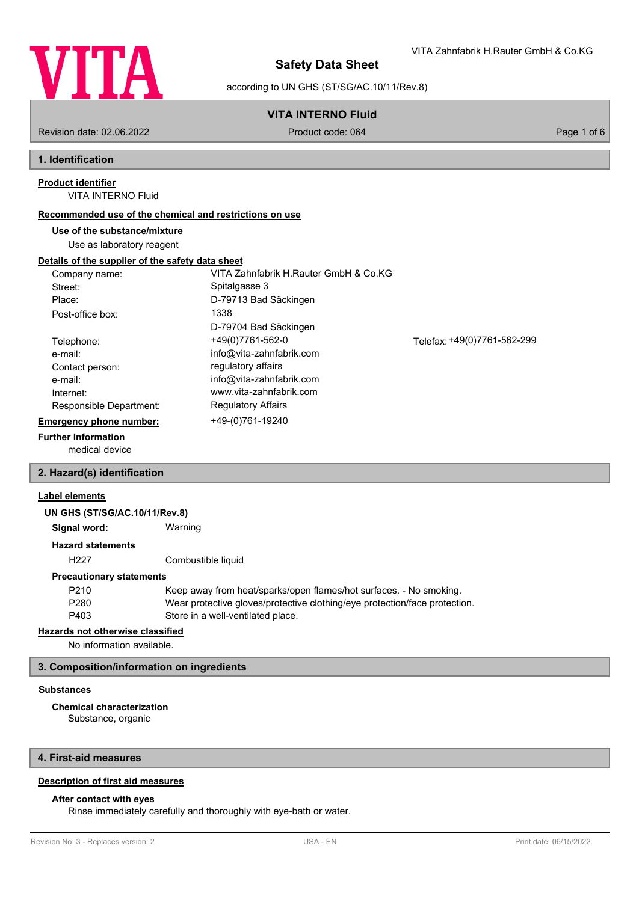# Safety Data Sheet

according to UN GHS (ST/SG/AC.10/11/Rev.8)

## VITA INTERNO Fluid

Revision date: 02.06.2022 | Product code: 064

## 1. Identification

**Product identifier**

VITA INTERNO Fluid

**Recommended use of the chemical and restrictions on use**

**Use of the substance/mixture**

Use as laboratory reagent

**Details of the supplier of the safety data sheet**

| | | | |
|---|---|---|---|
| Company name: | VITA Zahnfabrik H.Rauter GmbH & Co.KG | | |
| Street: | Spitalgasse 3 | | |
| Place: | D-79713 Bad Säckingen | | |
| Post-office box: | 1338 | | |
| | D-79704 Bad Säckingen | | |
| Telephone: | +49(0)7761-562-0 | Telefax: | +49(0)7761-562-299 |
| e-mail: | info@vita-zahnfabrik.com | | |
| Contact person: | regulatory affairs | | |
| e-mail: | info@vita-zahnfabrik.com | | |
| Internet: | www.vita-zahnfabrik.com | | |
| Responsible Department: | Regulatory Affairs | | |

**Emergency phone number:** +49-(0)761-19240

**Further Information**

medical device

## 2. Hazard(s) identification

**Label elements**

**UN GHS (ST/SG/AC.10/11/Rev.8)**

**Signal word:** Warning

**Hazard statements**

H227 Combustible liquid

**Precautionary statements**

P210 Keep away from heat/sparks/open flames/hot surfaces. - No smoking.

P280 Wear protective gloves/protective clothing/eye protection/face protection.

P403 Store in a well-ventilated place.

**Hazards not otherwise classified**

No information available.

## 3. Composition/information on ingredients

**Substances**

**Chemical characterization**

Substance, organic

## 4. First-aid measures

**Description of first aid measures**

**After contact with eyes**

Rinse immediately carefully and thoroughly with eye-bath or water.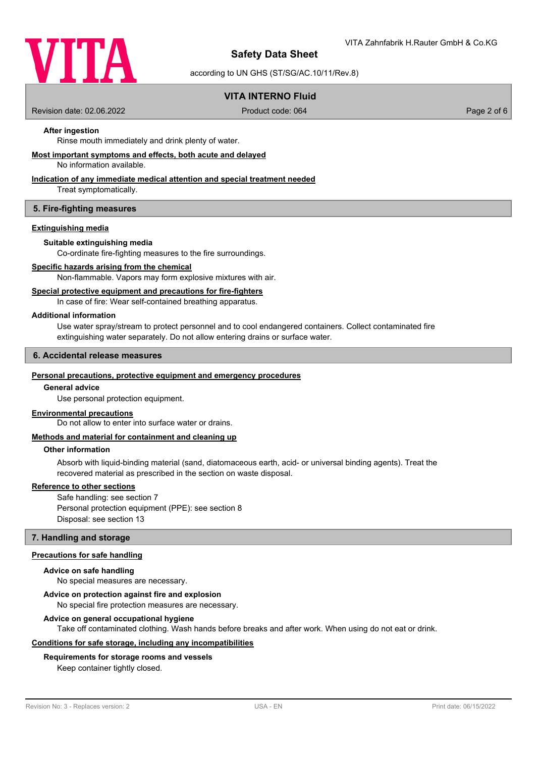#### After ingestion

Rinse mouth immediately and drink plenty of water.

#### Most important symptoms and effects, both acute and delayed

No information available.

#### Indication of any immediate medical attention and special treatment needed

Treat symptomatically.

## 5. Fire-fighting measures

### Extinguishing media

#### Suitable extinguishing media

Co-ordinate fire-fighting measures to the fire surroundings.

### Specific hazards arising from the chemical

Non-flammable. Vapors may form explosive mixtures with air.

### Special protective equipment and precautions for fire-fighters

In case of fire: Wear self-contained breathing apparatus.

### Additional information

Use water spray/stream to protect personnel and to cool endangered containers. Collect contaminated fire extinguishing water separately. Do not allow entering drains or surface water.

## 6. Accidental release measures

### Personal precautions, protective equipment and emergency procedures

#### General advice

Use personal protection equipment.

### Environmental precautions

Do not allow to enter into surface water or drains.

### Methods and material for containment and cleaning up

#### Other information

Absorb with liquid-binding material (sand, diatomaceous earth, acid- or universal binding agents). Treat the recovered material as prescribed in the section on waste disposal.

### Reference to other sections

Safe handling: see section 7
Personal protection equipment (PPE): see section 8
Disposal: see section 13

## 7. Handling and storage

### Precautions for safe handling

#### Advice on safe handling

No special measures are necessary.

#### Advice on protection against fire and explosion

No special fire protection measures are necessary.

#### Advice on general occupational hygiene

Take off contaminated clothing. Wash hands before breaks and after work. When using do not eat or drink.

### Conditions for safe storage, including any incompatibilities

#### Requirements for storage rooms and vessels

Keep container tightly closed.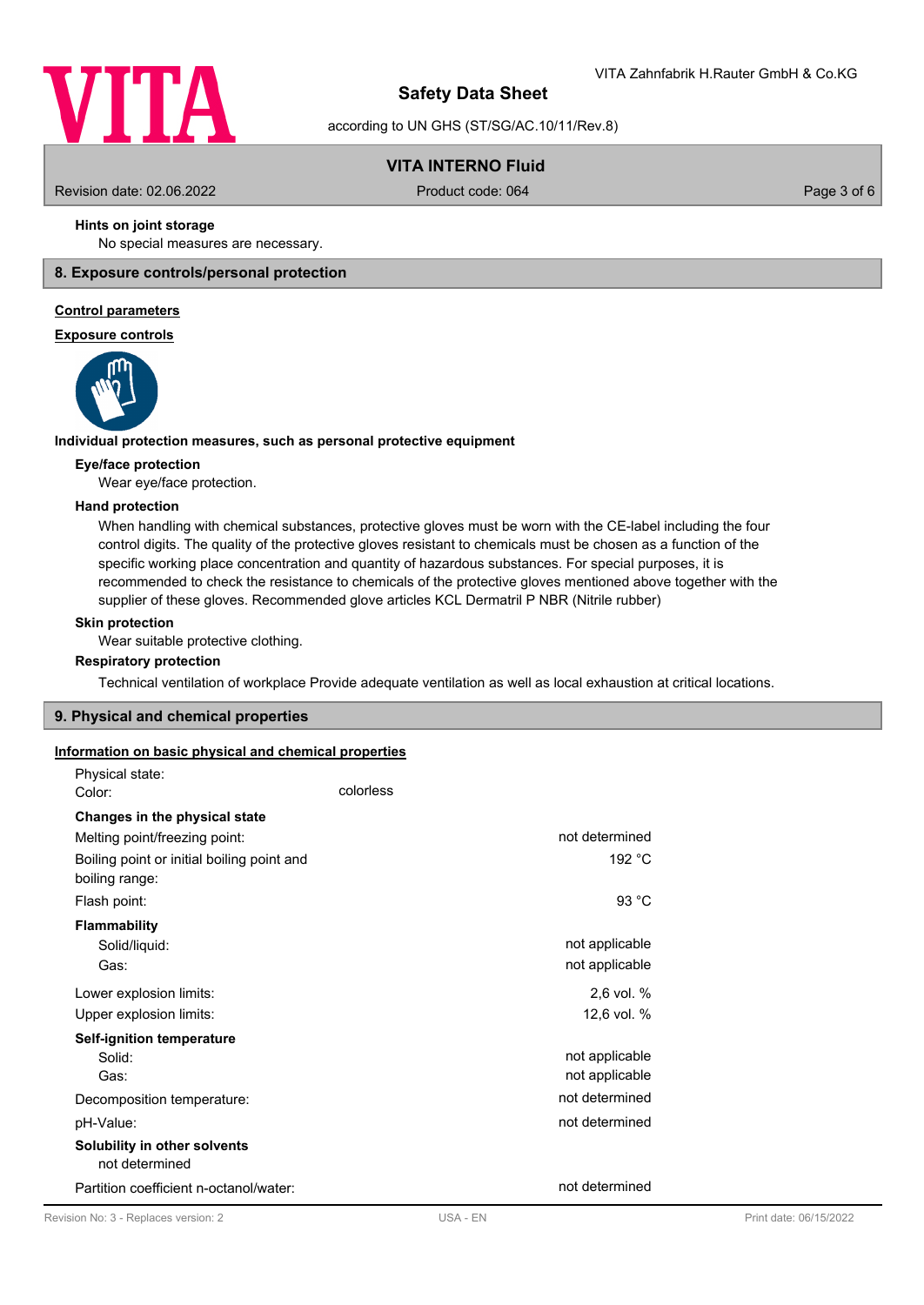**Hints on joint storage**

No special measures are necessary.

## 8. Exposure controls/personal protection

**Control parameters**

**Exposure controls**

**Individual protection measures, such as personal protective equipment**

**Eye/face protection**

Wear eye/face protection.

**Hand protection**

When handling with chemical substances, protective gloves must be worn with the CE-label including the four control digits. The quality of the protective gloves resistant to chemicals must be chosen as a function of the specific working place concentration and quantity of hazardous substances. For special purposes, it is recommended to check the resistance to chemicals of the protective gloves mentioned above together with the supplier of these gloves. Recommended glove articles KCL Dermatril P NBR (Nitrile rubber)

**Skin protection**

Wear suitable protective clothing.

**Respiratory protection**

Technical ventilation of workplace Provide adequate ventilation as well as local exhaustion at critical locations.

## 9. Physical and chemical properties

**Information on basic physical and chemical properties**

| | |
|---|---|
| Physical state: | |
| Color: | colorless |
| **Changes in the physical state** | |
| Melting point/freezing point: | not determined |
| Boiling point or initial boiling point and boiling range: | 192 °C |
| Flash point: | 93 °C |
| **Flammability** | |
| Solid/liquid: | not applicable |
| Gas: | not applicable |
| Lower explosion limits: | 2,6 vol. % |
| Upper explosion limits: | 12,6 vol. % |
| **Self-ignition temperature** | |
| Solid: | not applicable |
| Gas: | not applicable |
| Decomposition temperature: | not determined |
| pH-Value: | not determined |
| **Solubility in other solvents** | |
| not determined | |
| Partition coefficient n-octanol/water: | not determined |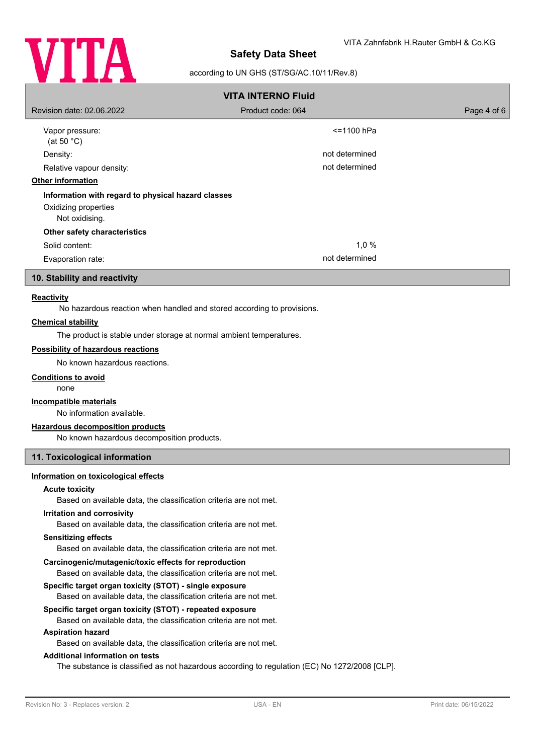| | |
|---|---|
| Vapor pressure: (at 50 °C) | <=1100 hPa |
| Density: | not determined |
| Relative vapour density: | not determined |

**Other information**

**Information with regard to physical hazard classes**

Oxidizing properties

Not oxidising.

**Other safety characteristics**

| | |
|---|---|
| Solid content: | 1,0 % |
| Evaporation rate: | not determined |

## 10. Stability and reactivity

**Reactivity**

No hazardous reaction when handled and stored according to provisions.

**Chemical stability**

The product is stable under storage at normal ambient temperatures.

**Possibility of hazardous reactions**

No known hazardous reactions.

**Conditions to avoid**

none

**Incompatible materials**

No information available.

**Hazardous decomposition products**

No known hazardous decomposition products.

## 11. Toxicological information

**Information on toxicological effects**

**Acute toxicity**

Based on available data, the classification criteria are not met.

**Irritation and corrosivity**

Based on available data, the classification criteria are not met.

**Sensitizing effects**

Based on available data, the classification criteria are not met.

**Carcinogenic/mutagenic/toxic effects for reproduction**

Based on available data, the classification criteria are not met.

**Specific target organ toxicity (STOT) - single exposure**

Based on available data, the classification criteria are not met.

**Specific target organ toxicity (STOT) - repeated exposure**

Based on available data, the classification criteria are not met.

**Aspiration hazard**

Based on available data, the classification criteria are not met.

**Additional information on tests**

The substance is classified as not hazardous according to regulation (EC) No 1272/2008 [CLP].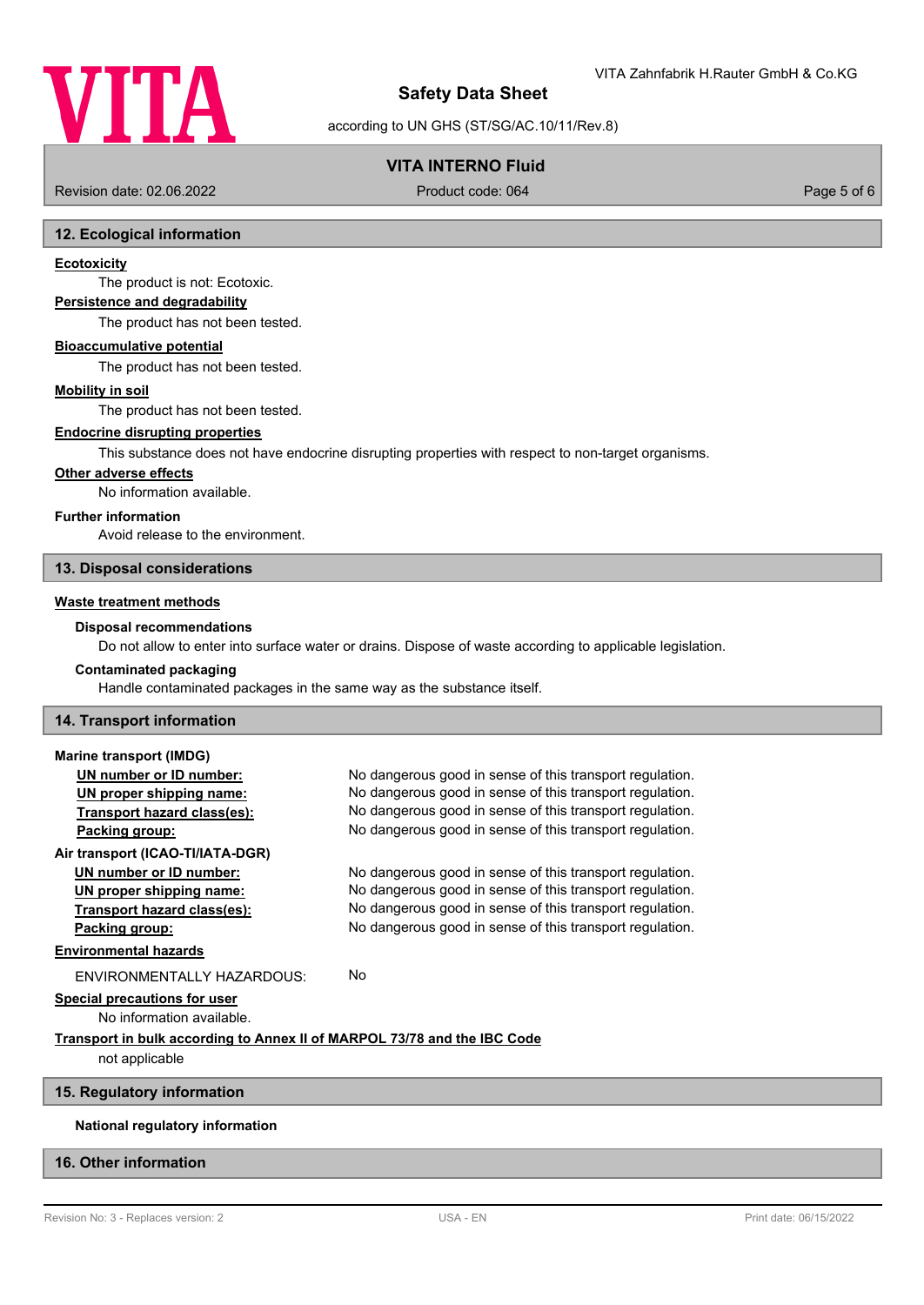## 12. Ecological information

**Ecotoxicity**

The product is not: Ecotoxic.

**Persistence and degradability**

The product has not been tested.

**Bioaccumulative potential**

The product has not been tested.

**Mobility in soil**

The product has not been tested.

**Endocrine disrupting properties**

This substance does not have endocrine disrupting properties with respect to non-target organisms.

**Other adverse effects**

No information available.

**Further information**

Avoid release to the environment.

## 13. Disposal considerations

**Waste treatment methods**

**Disposal recommendations**

Do not allow to enter into surface water or drains. Dispose of waste according to applicable legislation.

**Contaminated packaging**

Handle contaminated packages in the same way as the substance itself.

## 14. Transport information

**Marine transport (IMDG)**

| | |
|---|---|
| UN number or ID number: | No dangerous good in sense of this transport regulation. |
| UN proper shipping name: | No dangerous good in sense of this transport regulation. |
| Transport hazard class(es): | No dangerous good in sense of this transport regulation. |
| Packing group: | No dangerous good in sense of this transport regulation. |

**Air transport (ICAO-TI/IATA-DGR)**

| | |
|---|---|
| UN number or ID number: | No dangerous good in sense of this transport regulation. |
| UN proper shipping name: | No dangerous good in sense of this transport regulation. |
| Transport hazard class(es): | No dangerous good in sense of this transport regulation. |
| Packing group: | No dangerous good in sense of this transport regulation. |

**Environmental hazards**

ENVIRONMENTALLY HAZARDOUS: No

**Special precautions for user**

No information available.

**Transport in bulk according to Annex II of MARPOL 73/78 and the IBC Code**

not applicable

## 15. Regulatory information

**National regulatory information**

## 16. Other information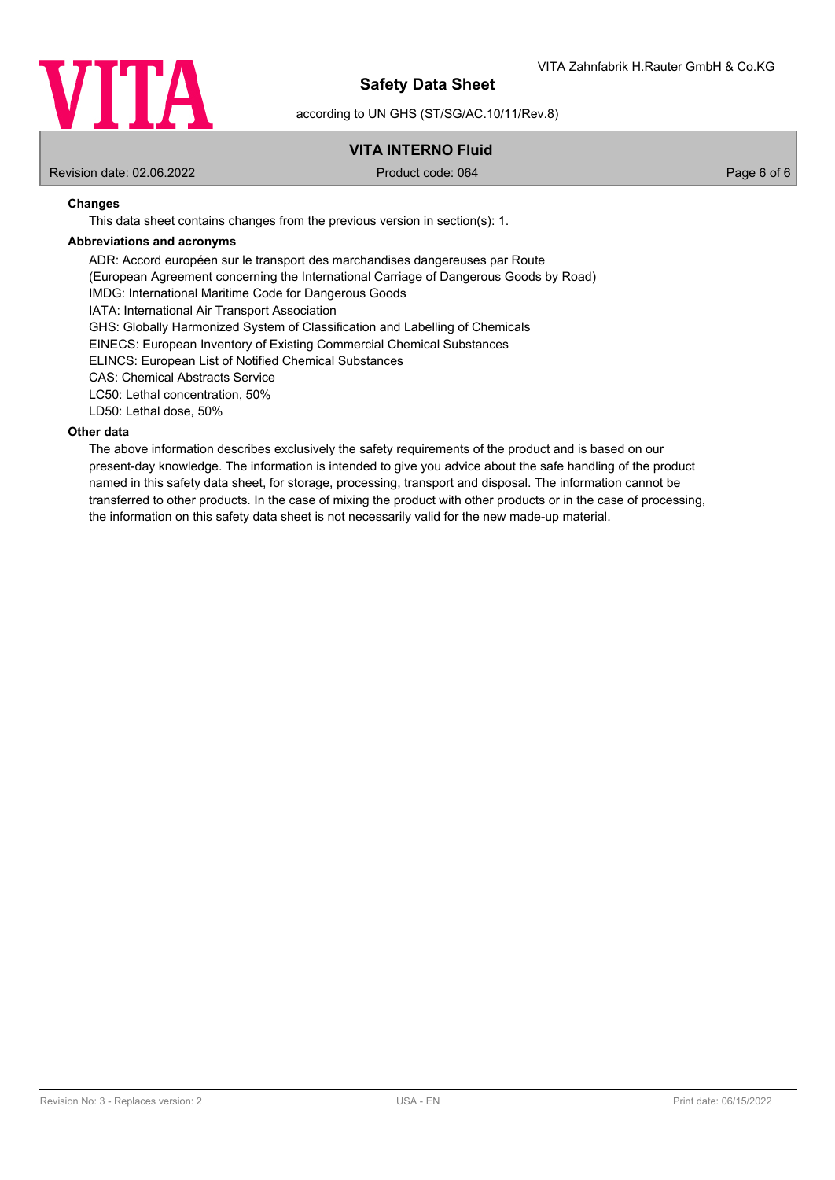**Changes**

This data sheet contains changes from the previous version in section(s): 1.

**Abbreviations and acronyms**

ADR: Accord européen sur le transport des marchandises dangereuses par Route
(European Agreement concerning the International Carriage of Dangerous Goods by Road)
IMDG: International Maritime Code for Dangerous Goods
IATA: International Air Transport Association
GHS: Globally Harmonized System of Classification and Labelling of Chemicals
EINECS: European Inventory of Existing Commercial Chemical Substances
ELINCS: European List of Notified Chemical Substances
CAS: Chemical Abstracts Service
LC50: Lethal concentration, 50%
LD50: Lethal dose, 50%

**Other data**

The above information describes exclusively the safety requirements of the product and is based on our present-day knowledge. The information is intended to give you advice about the safe handling of the product named in this safety data sheet, for storage, processing, transport and disposal. The information cannot be transferred to other products. In the case of mixing the product with other products or in the case of processing, the information on this safety data sheet is not necessarily valid for the new made-up material.